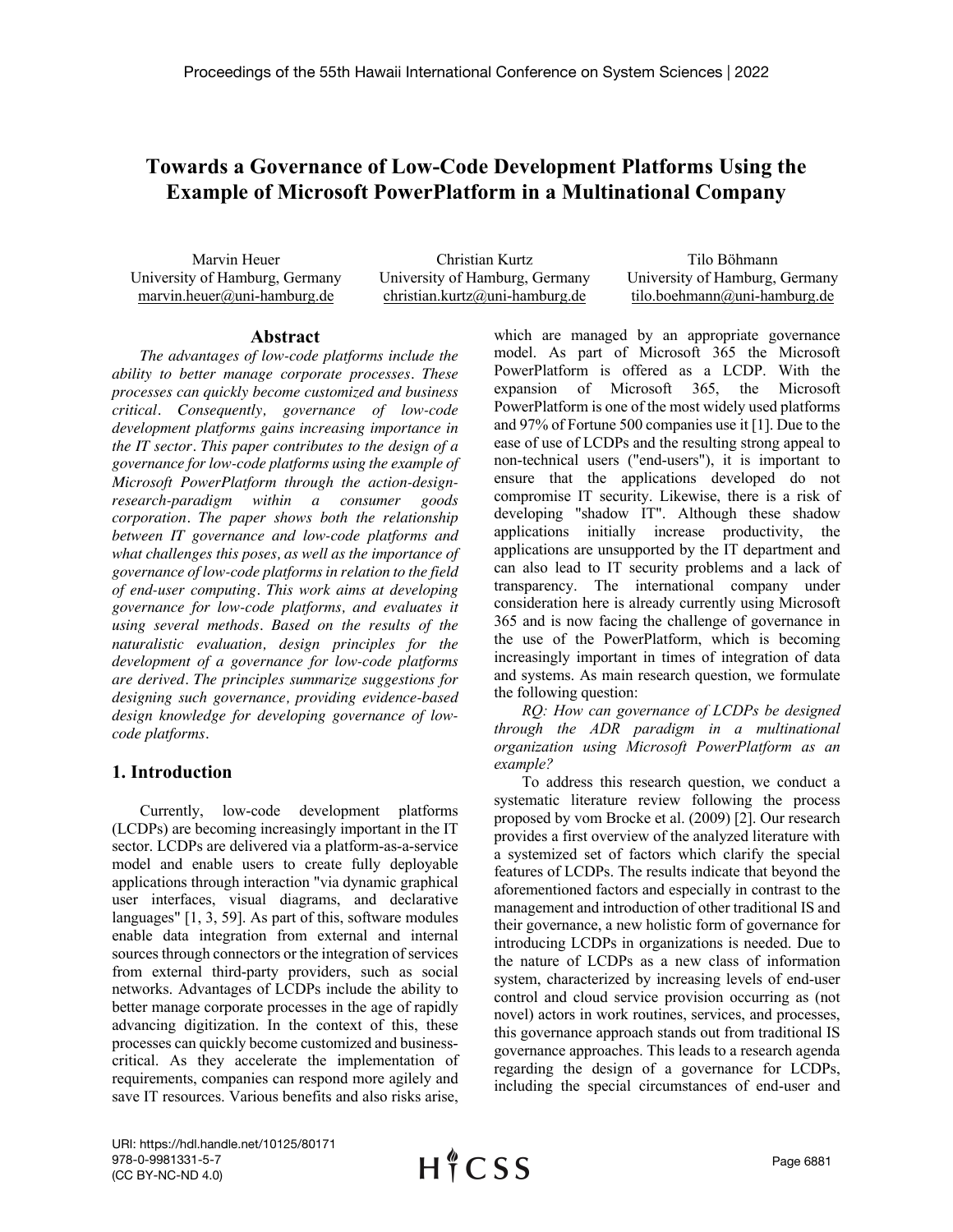# Towards a Governance of Low-Code Development Platforms Using the Example of Microsoft PowerPlatform in a Multinational Company

Marvin Heuer
University of Hamburg, Germany
marvin.heuer@uni-hamburg.de

Christian Kurtz
University of Hamburg, Germany
christian.kurtz@uni-hamburg.de

Tilo Böhmann
University of Hamburg, Germany
tilo.boehmann@uni-hamburg.de

## Abstract

*The advantages of low-code platforms include the ability to better manage corporate processes. These processes can quickly become customized and business critical. Consequently, governance of low-code development platforms gains increasing importance in the IT sector. This paper contributes to the design of a governance for low-code platforms using the example of Microsoft PowerPlatform through the action-design-research-paradigm within a consumer goods corporation. The paper shows both the relationship between IT governance and low-code platforms and what challenges this poses, as well as the importance of governance of low-code platforms in relation to the field of end-user computing. This work aims at developing governance for low-code platforms, and evaluates it using several methods. Based on the results of the naturalistic evaluation, design principles for the development of a governance for low-code platforms are derived. The principles summarize suggestions for designing such governance, providing evidence-based design knowledge for developing governance of low-code platforms.*

## 1. Introduction

Currently, low-code development platforms (LCDPs) are becoming increasingly important in the IT sector. LCDPs are delivered via a platform-as-a-service model and enable users to create fully deployable applications through interaction "via dynamic graphical user interfaces, visual diagrams, and declarative languages" [1, 3, 59]. As part of this, software modules enable data integration from external and internal sources through connectors or the integration of services from external third-party providers, such as social networks. Advantages of LCDPs include the ability to better manage corporate processes in the age of rapidly advancing digitization. In the context of this, these processes can quickly become customized and business-critical. As they accelerate the implementation of requirements, companies can respond more agilely and save IT resources. Various benefits and also risks arise, which are managed by an appropriate governance model. As part of Microsoft 365 the Microsoft PowerPlatform is offered as a LCDP. With the expansion of Microsoft 365, the Microsoft PowerPlatform is one of the most widely used platforms and 97% of Fortune 500 companies use it [1]. Due to the ease of use of LCDPs and the resulting strong appeal to non-technical users ("end-users"), it is important to ensure that the applications developed do not compromise IT security. Likewise, there is a risk of developing "shadow IT". Although these shadow applications initially increase productivity, the applications are unsupported by the IT department and can also lead to IT security problems and a lack of transparency. The international company under consideration here is already currently using Microsoft 365 and is now facing the challenge of governance in the use of the PowerPlatform, which is becoming increasingly important in times of integration of data and systems. As main research question, we formulate the following question:

*RQ: How can governance of LCDPs be designed through the ADR paradigm in a multinational organization using Microsoft PowerPlatform as an example?*

To address this research question, we conduct a systematic literature review following the process proposed by vom Brocke et al. (2009) [2]. Our research provides a first overview of the analyzed literature with a systemized set of factors which clarify the special features of LCDPs. The results indicate that beyond the aforementioned factors and especially in contrast to the management and introduction of other traditional IS and their governance, a new holistic form of governance for introducing LCDPs in organizations is needed. Due to the nature of LCDPs as a new class of information system, characterized by increasing levels of end-user control and cloud service provision occurring as (not novel) actors in work routines, services, and processes, this governance approach stands out from traditional IS governance approaches. This leads to a research agenda regarding the design of a governance for LCDPs, including the special circumstances of end-user and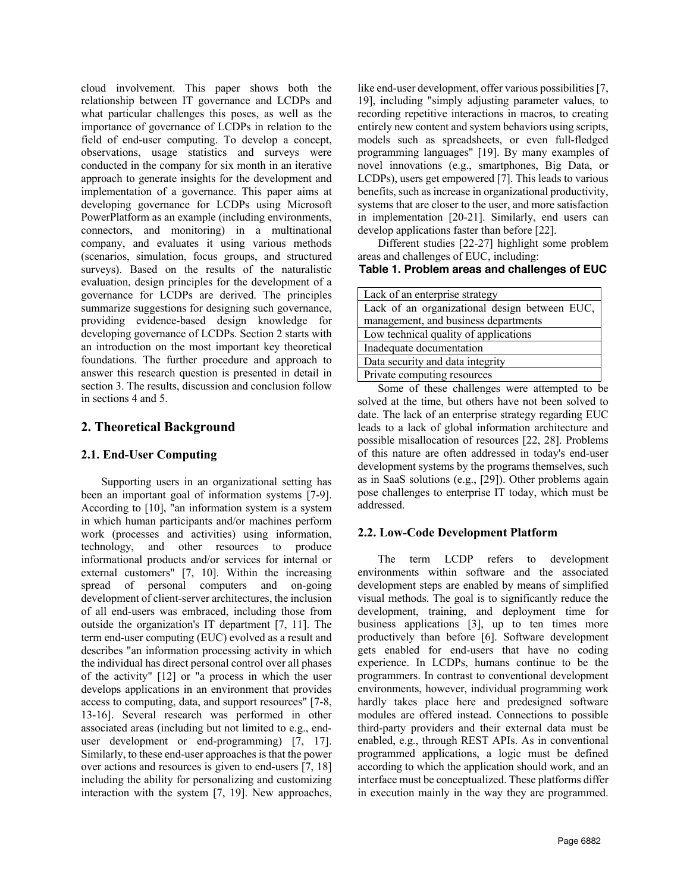cloud involvement. This paper shows both the relationship between IT governance and LCDPs and what particular challenges this poses, as well as the importance of governance of LCDPs in relation to the field of end-user computing. To develop a concept, observations, usage statistics and surveys were conducted in the company for six month in an iterative approach to generate insights for the development and implementation of a governance. This paper aims at developing governance for LCDPs using Microsoft PowerPlatform as an example (including environments, connectors, and monitoring) in a multinational company, and evaluates it using various methods (scenarios, simulation, focus groups, and structured surveys). Based on the results of the naturalistic evaluation, design principles for the development of a governance for LCDPs are derived. The principles summarize suggestions for designing such governance, providing evidence-based design knowledge for developing governance of LCDPs. Section 2 starts with an introduction on the most important key theoretical foundations. The further procedure and approach to answer this research question is presented in detail in section 3. The results, discussion and conclusion follow in sections 4 and 5.

## 2. Theoretical Background

### 2.1. End-User Computing

Supporting users in an organizational setting has been an important goal of information systems [7-9]. According to [10], "an information system is a system in which human participants and/or machines perform work (processes and activities) using information, technology, and other resources to produce informational products and/or services for internal or external customers" [7, 10]. Within the increasing spread of personal computers and on-going development of client-server architectures, the inclusion of all end-users was embraced, including those from outside the organization's IT department [7, 11]. The term end-user computing (EUC) evolved as a result and describes "an information processing activity in which the individual has direct personal control over all phases of the activity" [12] or "a process in which the user develops applications in an environment that provides access to computing, data, and support resources" [7-8, 13-16]. Several research was performed in other associated areas (including but not limited to e.g., end-user development or end-programming) [7, 17]. Similarly, to these end-user approaches is that the power over actions and resources is given to end-users [7, 18] including the ability for personalizing and customizing interaction with the system [7, 19]. New approaches, like end-user development, offer various possibilities [7, 19], including "simply adjusting parameter values, to recording repetitive interactions in macros, to creating entirely new content and system behaviors using scripts, models such as spreadsheets, or even full-fledged programming languages" [19]. By many examples of novel innovations (e.g., smartphones, Big Data, or LCDPs), users get empowered [7]. This leads to various benefits, such as increase in organizational productivity, systems that are closer to the user, and more satisfaction in implementation [20-21]. Similarly, end users can develop applications faster than before [22].

Different studies [22-27] highlight some problem areas and challenges of EUC, including:

**Table 1. Problem areas and challenges of EUC**

| Problem areas and challenges |
| --- |
| Lack of an enterprise strategy |
| Lack of an organizational design between EUC, management, and business departments |
| Low technical quality of applications |
| Inadequate documentation |
| Data security and data integrity |
| Private computing resources |

Some of these challenges were attempted to be solved at the time, but others have not been solved to date. The lack of an enterprise strategy regarding EUC leads to a lack of global information architecture and possible misallocation of resources [22, 28]. Problems of this nature are often addressed in today's end-user development systems by the programs themselves, such as in SaaS solutions (e.g., [29]). Other problems again pose challenges to enterprise IT today, which must be addressed.

### 2.2. Low-Code Development Platform

The term LCDP refers to development environments within software and the associated development steps are enabled by means of simplified visual methods. The goal is to significantly reduce the development, training, and deployment time for business applications [3], up to ten times more productively than before [6]. Software development gets enabled for end-users that have no coding experience. In LCDPs, humans continue to be the programmers. In contrast to conventional development environments, however, individual programming work hardly takes place here and predesigned software modules are offered instead. Connections to possible third-party providers and their external data must be enabled, e.g., through REST APIs. As in conventional programmed applications, a logic must be defined according to which the application should work, and an interface must be conceptualized. These platforms differ in execution mainly in the way they are programmed.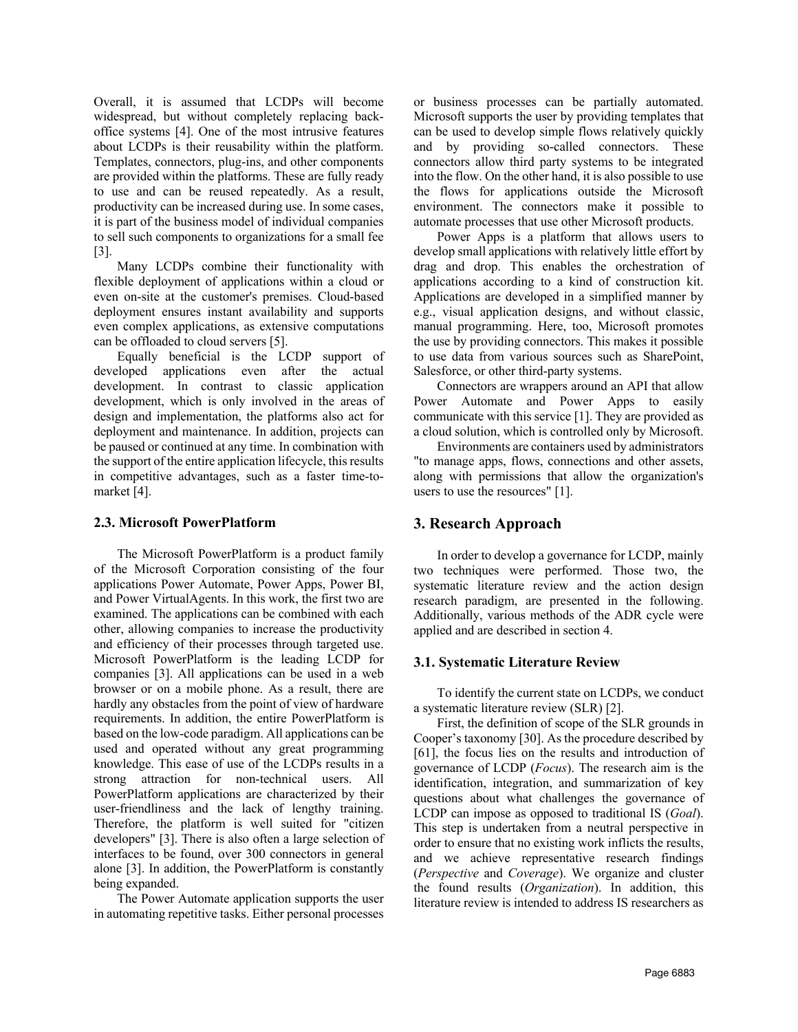Overall, it is assumed that LCDPs will become widespread, but without completely replacing back-office systems [4]. One of the most intrusive features about LCDPs is their reusability within the platform. Templates, connectors, plug-ins, and other components are provided within the platforms. These are fully ready to use and can be reused repeatedly. As a result, productivity can be increased during use. In some cases, it is part of the business model of individual companies to sell such components to organizations for a small fee [3].

Many LCDPs combine their functionality with flexible deployment of applications within a cloud or even on-site at the customer's premises. Cloud-based deployment ensures instant availability and supports even complex applications, as extensive computations can be offloaded to cloud servers [5].

Equally beneficial is the LCDP support of developed applications even after the actual development. In contrast to classic application development, which is only involved in the areas of design and implementation, the platforms also act for deployment and maintenance. In addition, projects can be paused or continued at any time. In combination with the support of the entire application lifecycle, this results in competitive advantages, such as a faster time-to-market [4].

### 2.3. Microsoft PowerPlatform

The Microsoft PowerPlatform is a product family of the Microsoft Corporation consisting of the four applications Power Automate, Power Apps, Power BI, and Power VirtualAgents. In this work, the first two are examined. The applications can be combined with each other, allowing companies to increase the productivity and efficiency of their processes through targeted use. Microsoft PowerPlatform is the leading LCDP for companies [3]. All applications can be used in a web browser or on a mobile phone. As a result, there are hardly any obstacles from the point of view of hardware requirements. In addition, the entire PowerPlatform is based on the low-code paradigm. All applications can be used and operated without any great programming knowledge. This ease of use of the LCDPs results in a strong attraction for non-technical users. All PowerPlatform applications are characterized by their user-friendliness and the lack of lengthy training. Therefore, the platform is well suited for "citizen developers" [3]. There is also often a large selection of interfaces to be found, over 300 connectors in general alone [3]. In addition, the PowerPlatform is constantly being expanded.

The Power Automate application supports the user in automating repetitive tasks. Either personal processes or business processes can be partially automated. Microsoft supports the user by providing templates that can be used to develop simple flows relatively quickly and by providing so-called connectors. These connectors allow third party systems to be integrated into the flow. On the other hand, it is also possible to use the flows for applications outside the Microsoft environment. The connectors make it possible to automate processes that use other Microsoft products.

Power Apps is a platform that allows users to develop small applications with relatively little effort by drag and drop. This enables the orchestration of applications according to a kind of construction kit. Applications are developed in a simplified manner by e.g., visual application designs, and without classic, manual programming. Here, too, Microsoft promotes the use by providing connectors. This makes it possible to use data from various sources such as SharePoint, Salesforce, or other third-party systems.

Connectors are wrappers around an API that allow Power Automate and Power Apps to easily communicate with this service [1]. They are provided as a cloud solution, which is controlled only by Microsoft.

Environments are containers used by administrators "to manage apps, flows, connections and other assets, along with permissions that allow the organization's users to use the resources" [1].

## 3. Research Approach

In order to develop a governance for LCDP, mainly two techniques were performed. Those two, the systematic literature review and the action design research paradigm, are presented in the following. Additionally, various methods of the ADR cycle were applied and are described in section 4.

### 3.1. Systematic Literature Review

To identify the current state on LCDPs, we conduct a systematic literature review (SLR) [2].

First, the definition of scope of the SLR grounds in Cooper's taxonomy [30]. As the procedure described by [61], the focus lies on the results and introduction of governance of LCDP (*Focus*). The research aim is the identification, integration, and summarization of key questions about what challenges the governance of LCDP can impose as opposed to traditional IS (*Goal*). This step is undertaken from a neutral perspective in order to ensure that no existing work inflicts the results, and we achieve representative research findings (*Perspective* and *Coverage*). We organize and cluster the found results (*Organization*). In addition, this literature review is intended to address IS researchers as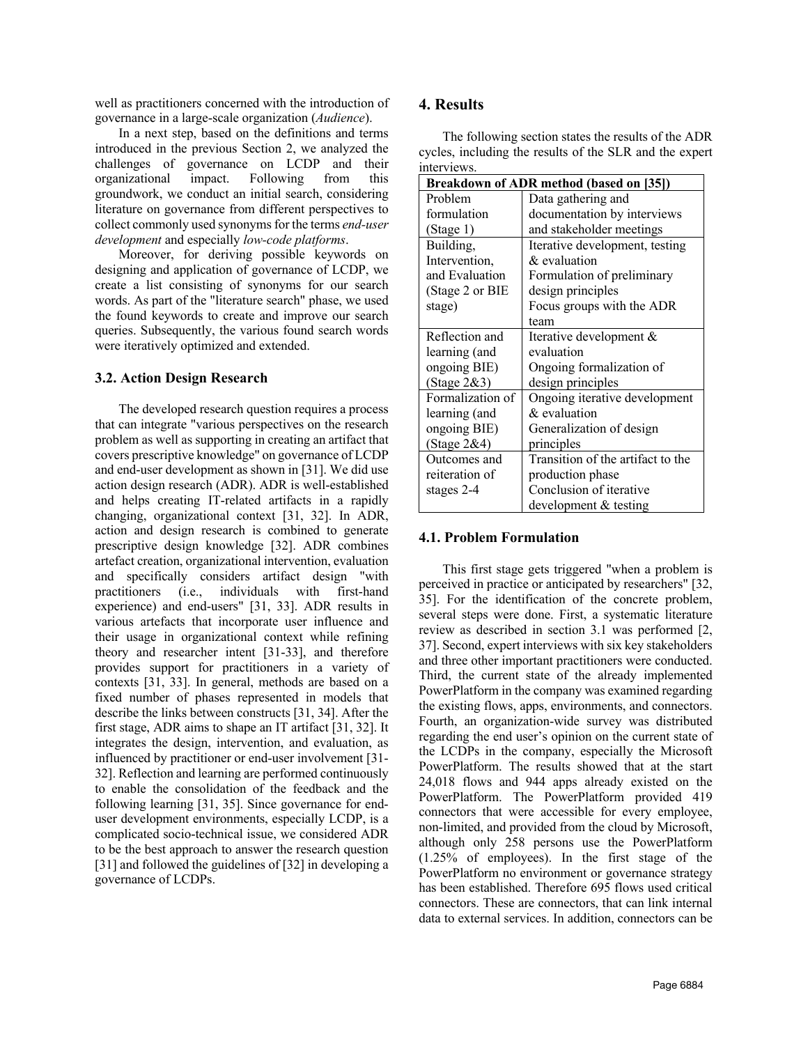well as practitioners concerned with the introduction of governance in a large-scale organization (*Audience*).

In a next step, based on the definitions and terms introduced in the previous Section 2, we analyzed the challenges of governance on LCDP and their organizational impact. Following from this groundwork, we conduct an initial search, considering literature on governance from different perspectives to collect commonly used synonyms for the terms *end-user development* and especially *low-code platforms*.

Moreover, for deriving possible keywords on designing and application of governance of LCDP, we create a list consisting of synonyms for our search words. As part of the "literature search" phase, we used the found keywords to create and improve our search queries. Subsequently, the various found search words were iteratively optimized and extended.

### 3.2. Action Design Research

The developed research question requires a process that can integrate "various perspectives on the research problem as well as supporting in creating an artifact that covers prescriptive knowledge" on governance of LCDP and end-user development as shown in [31]. We did use action design research (ADR). ADR is well-established and helps creating IT-related artifacts in a rapidly changing, organizational context [31, 32]. In ADR, action and design research is combined to generate prescriptive design knowledge [32]. ADR combines artefact creation, organizational intervention, evaluation and specifically considers artifact design "with practitioners (i.e., individuals with first-hand experience) and end-users" [31, 33]. ADR results in various artefacts that incorporate user influence and their usage in organizational context while refining theory and researcher intent [31-33], and therefore provides support for practitioners in a variety of contexts [31, 33]. In general, methods are based on a fixed number of phases represented in models that describe the links between constructs [31, 34]. After the first stage, ADR aims to shape an IT artifact [31, 32]. It integrates the design, intervention, and evaluation, as influenced by practitioner or end-user involvement [31-32]. Reflection and learning are performed continuously to enable the consolidation of the feedback and the following learning [31, 35]. Since governance for end-user development environments, especially LCDP, is a complicated socio-technical issue, we considered ADR to be the best approach to answer the research question [31] and followed the guidelines of [32] in developing a governance of LCDPs.

## 4. Results

The following section states the results of the ADR cycles, including the results of the SLR and the expert interviews.

| Breakdown of ADR method (based on [35]) | |
|---|---|
| Problem formulation (Stage 1) | Data gathering and documentation by interviews and stakeholder meetings |
| Building, Intervention, and Evaluation (Stage 2 or BIE stage) | Iterative development, testing & evaluation<br>Formulation of preliminary design principles<br>Focus groups with the ADR team |
| Reflection and learning (and ongoing BIE) (Stage 2&3) | Iterative development & evaluation<br>Ongoing formalization of design principles |
| Formalization of learning (and ongoing BIE) (Stage 2&4) | Ongoing iterative development & evaluation<br>Generalization of design principles |
| Outcomes and reiteration of stages 2-4 | Transition of the artifact to the production phase<br>Conclusion of iterative development & testing |

### 4.1. Problem Formulation

This first stage gets triggered "when a problem is perceived in practice or anticipated by researchers" [32, 35]. For the identification of the concrete problem, several steps were done. First, a systematic literature review as described in section 3.1 was performed [2, 37]. Second, expert interviews with six key stakeholders and three other important practitioners were conducted. Third, the current state of the already implemented PowerPlatform in the company was examined regarding the existing flows, apps, environments, and connectors. Fourth, an organization-wide survey was distributed regarding the end user's opinion on the current state of the LCDPs in the company, especially the Microsoft PowerPlatform. The results showed that at the start 24,018 flows and 944 apps already existed on the PowerPlatform. The PowerPlatform provided 419 connectors that were accessible for every employee, non-limited, and provided from the cloud by Microsoft, although only 258 persons use the PowerPlatform (1.25% of employees). In the first stage of the PowerPlatform no environment or governance strategy has been established. Therefore 695 flows used critical connectors. These are connectors, that can link internal data to external services. In addition, connectors can be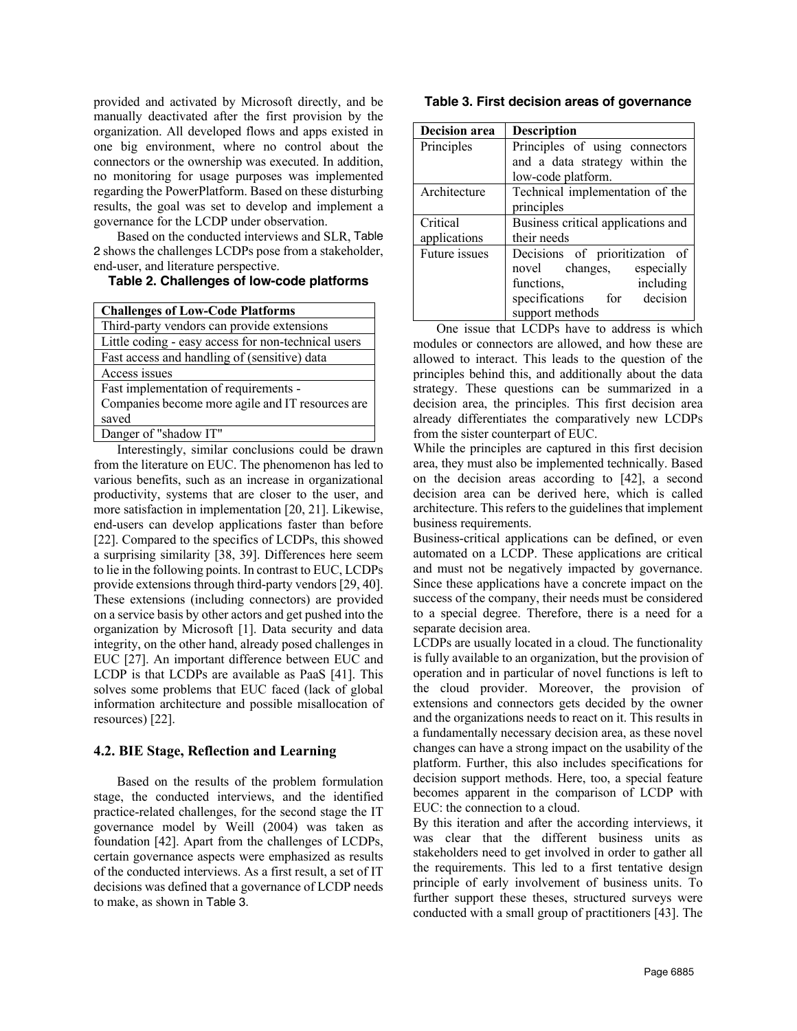provided and activated by Microsoft directly, and be manually deactivated after the first provision by the organization. All developed flows and apps existed in one big environment, where no control about the connectors or the ownership was executed. In addition, no monitoring for usage purposes was implemented regarding the PowerPlatform. Based on these disturbing results, the goal was set to develop and implement a governance for the LCDP under observation.

Based on the conducted interviews and SLR, Table 2 shows the challenges LCDPs pose from a stakeholder, end-user, and literature perspective.

**Table 2. Challenges of low-code platforms**

| Challenges of Low-Code Platforms |
| --- |
| Third-party vendors can provide extensions |
| Little coding - easy access for non-technical users |
| Fast access and handling of (sensitive) data |
| Access issues |
| Fast implementation of requirements - Companies become more agile and IT resources are saved |
| Danger of "shadow IT" |

Interestingly, similar conclusions could be drawn from the literature on EUC. The phenomenon has led to various benefits, such as an increase in organizational productivity, systems that are closer to the user, and more satisfaction in implementation [20, 21]. Likewise, end-users can develop applications faster than before [22]. Compared to the specifics of LCDPs, this showed a surprising similarity [38, 39]. Differences here seem to lie in the following points. In contrast to EUC, LCDPs provide extensions through third-party vendors [29, 40]. These extensions (including connectors) are provided on a service basis by other actors and get pushed into the organization by Microsoft [1]. Data security and data integrity, on the other hand, already posed challenges in EUC [27]. An important difference between EUC and LCDP is that LCDPs are available as PaaS [41]. This solves some problems that EUC faced (lack of global information architecture and possible misallocation of resources) [22].

## 4.2. BIE Stage, Reflection and Learning

Based on the results of the problem formulation stage, the conducted interviews, and the identified practice-related challenges, for the second stage the IT governance model by Weill (2004) was taken as foundation [42]. Apart from the challenges of LCDPs, certain governance aspects were emphasized as results of the conducted interviews. As a first result, a set of IT decisions was defined that a governance of LCDP needs to make, as shown in Table 3.

**Table 3. First decision areas of governance**

| Decision area | Description |
| --- | --- |
| Principles | Principles of using connectors and a data strategy within the low-code platform. |
| Architecture | Technical implementation of the principles |
| Critical applications | Business critical applications and their needs |
| Future issues | Decisions of prioritization of novel changes, especially functions, including specifications for decision support methods |

One issue that LCDPs have to address is which modules or connectors are allowed, and how these are allowed to interact. This leads to the question of the principles behind this, and additionally about the data strategy. These questions can be summarized in a decision area, the principles. This first decision area already differentiates the comparatively new LCDPs from the sister counterpart of EUC.

While the principles are captured in this first decision area, they must also be implemented technically. Based on the decision areas according to [42], a second decision area can be derived here, which is called architecture. This refers to the guidelines that implement business requirements.

Business-critical applications can be defined, or even automated on a LCDP. These applications are critical and must not be negatively impacted by governance. Since these applications have a concrete impact on the success of the company, their needs must be considered to a special degree. Therefore, there is a need for a separate decision area.

LCDPs are usually located in a cloud. The functionality is fully available to an organization, but the provision of operation and in particular of novel functions is left to the cloud provider. Moreover, the provision of extensions and connectors gets decided by the owner and the organizations needs to react on it. This results in a fundamentally necessary decision area, as these novel changes can have a strong impact on the usability of the platform. Further, this also includes specifications for decision support methods. Here, too, a special feature becomes apparent in the comparison of LCDP with EUC: the connection to a cloud.

By this iteration and after the according interviews, it was clear that the different business units as stakeholders need to get involved in order to gather all the requirements. This led to a first tentative design principle of early involvement of business units. To further support these theses, structured surveys were conducted with a small group of practitioners [43]. The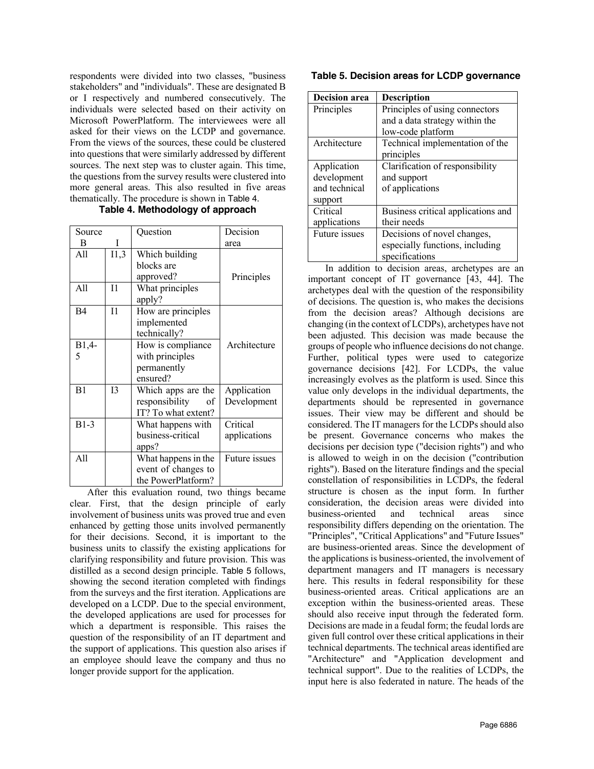respondents were divided into two classes, "business stakeholders" and "individuals". These are designated B or I respectively and numbered consecutively. The individuals were selected based on their activity on Microsoft PowerPlatform. The interviewees were all asked for their views on the LCDP and governance. From the views of the sources, these could be clustered into questions that were similarly addressed by different sources. The next step was to cluster again. This time, the questions from the survey results were clustered into more general areas. This also resulted in five areas thematically. The procedure is shown in Table 4.

**Table 4. Methodology of approach**

| Source B | Source I | Question | Decision area |
|---|---|---|---|
| All | I1,3 | Which building blocks are approved? | Principles |
| All | I1 | What principles apply? | |
| B4 | I1 | How are principles implemented technically? | Architecture |
| B1,4-5 | | How is compliance with principles permanently ensured? | |
| B1 | I3 | Which apps are the responsibility of IT? To what extent? | Application Development |
| B1-3 | | What happens with business-critical apps? | Critical applications |
| All | | What happens in the event of changes to the PowerPlatform? | Future issues |

After this evaluation round, two things became clear. First, that the design principle of early involvement of business units was proved true and even enhanced by getting those units involved permanently for their decisions. Second, it is important to the business units to classify the existing applications for clarifying responsibility and future provision. This was distilled as a second design principle. Table 5 follows, showing the second iteration completed with findings from the surveys and the first iteration. Applications are developed on a LCDP. Due to the special environment, the developed applications are used for processes for which a department is responsible. This raises the question of the responsibility of an IT department and the support of applications. This question also arises if an employee should leave the company and thus no longer provide support for the application.

**Table 5. Decision areas for LCDP governance**

| Decision area | Description |
|---|---|
| Principles | Principles of using connectors and a data strategy within the low-code platform |
| Architecture | Technical implementation of the principles |
| Application development and technical support | Clarification of responsibility and support of applications |
| Critical applications | Business critical applications and their needs |
| Future issues | Decisions of novel changes, especially functions, including specifications |

In addition to decision areas, archetypes are an important concept of IT governance [43, 44]. The archetypes deal with the question of the responsibility of decisions. The question is, who makes the decisions from the decision areas? Although decisions are changing (in the context of LCDPs), archetypes have not been adjusted. This decision was made because the groups of people who influence decisions do not change. Further, political types were used to categorize governance decisions [42]. For LCDPs, the value increasingly evolves as the platform is used. Since this value only develops in the individual departments, the departments should be represented in governance issues. Their view may be different and should be considered. The IT managers for the LCDPs should also be present. Governance concerns who makes the decisions per decision type ("decision rights") and who is allowed to weigh in on the decision ("contribution rights"). Based on the literature findings and the special constellation of responsibilities in LCDPs, the federal structure is chosen as the input form. In further consideration, the decision areas were divided into business-oriented and technical areas since responsibility differs depending on the orientation. The "Principles", "Critical Applications" and "Future Issues" are business-oriented areas. Since the development of the applications is business-oriented, the involvement of department managers and IT managers is necessary here. This results in federal responsibility for these business-oriented areas. Critical applications are an exception within the business-oriented areas. These should also receive input through the federated form. Decisions are made in a feudal form; the feudal lords are given full control over these critical applications in their technical departments. The technical areas identified are "Architecture" and "Application development and technical support". Due to the realities of LCDPs, the input here is also federated in nature. The heads of the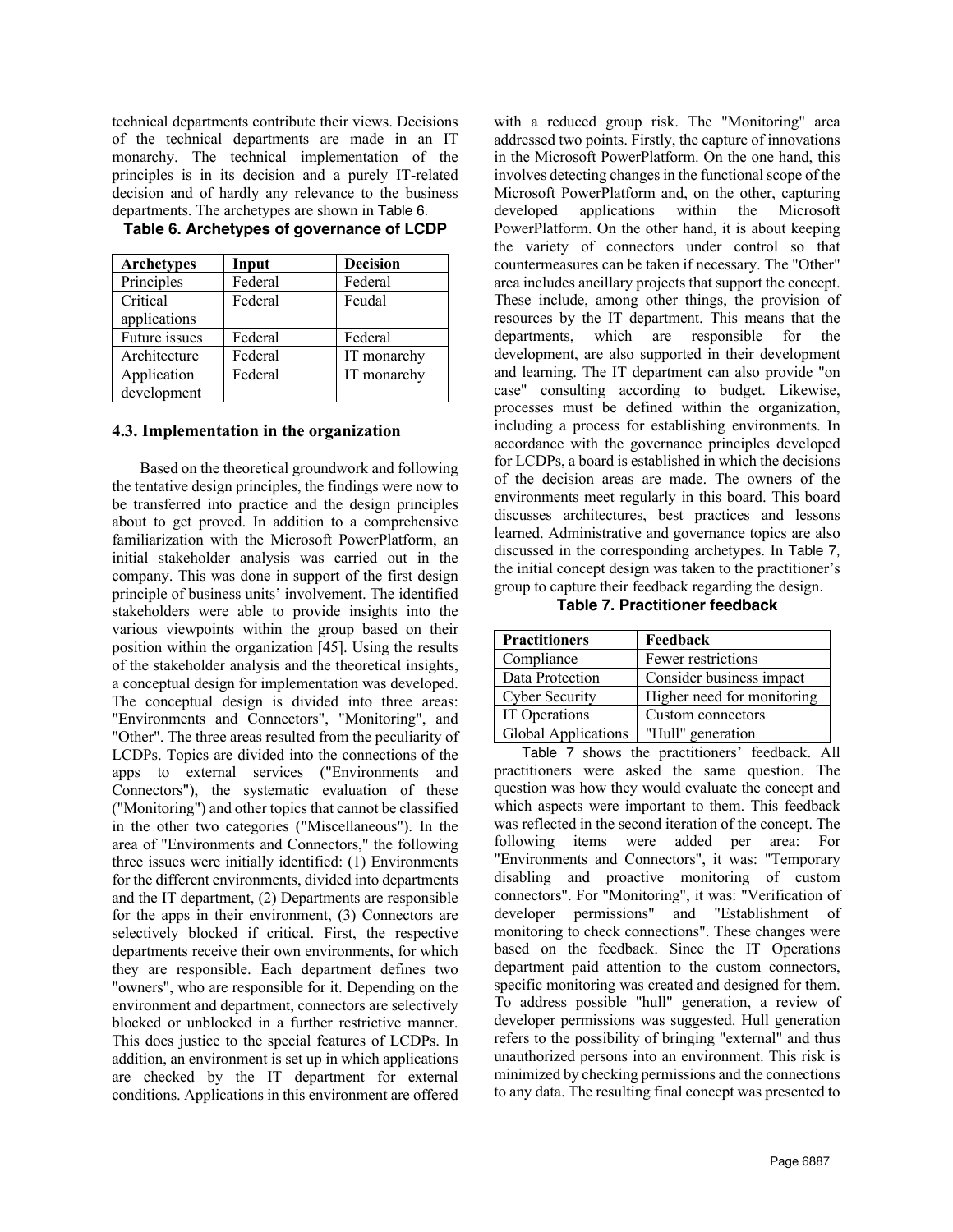technical departments contribute their views. Decisions of the technical departments are made in an IT monarchy. The technical implementation of the principles is in its decision and a purely IT-related decision and of hardly any relevance to the business departments. The archetypes are shown in Table 6.

**Table 6. Archetypes of governance of LCDP**

| Archetypes | Input | Decision |
|---|---|---|
| Principles | Federal | Federal |
| Critical applications | Federal | Feudal |
| Future issues | Federal | Federal |
| Architecture | Federal | IT monarchy |
| Application development | Federal | IT monarchy |

### 4.3. Implementation in the organization

Based on the theoretical groundwork and following the tentative design principles, the findings were now to be transferred into practice and the design principles about to get proved. In addition to a comprehensive familiarization with the Microsoft PowerPlatform, an initial stakeholder analysis was carried out in the company. This was done in support of the first design principle of business units' involvement. The identified stakeholders were able to provide insights into the various viewpoints within the group based on their position within the organization [45]. Using the results of the stakeholder analysis and the theoretical insights, a conceptual design for implementation was developed. The conceptual design is divided into three areas: "Environments and Connectors", "Monitoring", and "Other". The three areas resulted from the peculiarity of LCDPs. Topics are divided into the connections of the apps to external services ("Environments and Connectors"), the systematic evaluation of these ("Monitoring") and other topics that cannot be classified in the other two categories ("Miscellaneous"). In the area of "Environments and Connectors," the following three issues were initially identified: (1) Environments for the different environments, divided into departments and the IT department, (2) Departments are responsible for the apps in their environment, (3) Connectors are selectively blocked if critical. First, the respective departments receive their own environments, for which they are responsible. Each department defines two "owners", who are responsible for it. Depending on the environment and department, connectors are selectively blocked or unblocked in a further restrictive manner. This does justice to the special features of LCDPs. In addition, an environment is set up in which applications are checked by the IT department for external conditions. Applications in this environment are offered with a reduced group risk. The "Monitoring" area addressed two points. Firstly, the capture of innovations in the Microsoft PowerPlatform. On the one hand, this involves detecting changes in the functional scope of the Microsoft PowerPlatform and, on the other, capturing developed applications within the Microsoft PowerPlatform. On the other hand, it is about keeping the variety of connectors under control so that countermeasures can be taken if necessary. The "Other" area includes ancillary projects that support the concept. These include, among other things, the provision of resources by the IT department. This means that the departments, which are responsible for the development, are also supported in their development and learning. The IT department can also provide "on case" consulting according to budget. Likewise, processes must be defined within the organization, including a process for establishing environments. In accordance with the governance principles developed for LCDPs, a board is established in which the decisions of the decision areas are made. The owners of the environments meet regularly in this board. This board discusses architectures, best practices and lessons learned. Administrative and governance topics are also discussed in the corresponding archetypes. In Table 7, the initial concept design was taken to the practitioner's group to capture their feedback regarding the design.

**Table 7. Practitioner feedback**

| Practitioners | Feedback |
|---|---|
| Compliance | Fewer restrictions |
| Data Protection | Consider business impact |
| Cyber Security | Higher need for monitoring |
| IT Operations | Custom connectors |
| Global Applications | "Hull" generation |

Table 7 shows the practitioners' feedback. All practitioners were asked the same question. The question was how they would evaluate the concept and which aspects were important to them. This feedback was reflected in the second iteration of the concept. The following items were added per area: For "Environments and Connectors", it was: "Temporary disabling and proactive monitoring of custom connectors". For "Monitoring", it was: "Verification of developer permissions" and "Establishment of monitoring to check connections". These changes were based on the feedback. Since the IT Operations department paid attention to the custom connectors, specific monitoring was created and designed for them. To address possible "hull" generation, a review of developer permissions was suggested. Hull generation refers to the possibility of bringing "external" and thus unauthorized persons into an environment. This risk is minimized by checking permissions and the connections to any data. The resulting final concept was presented to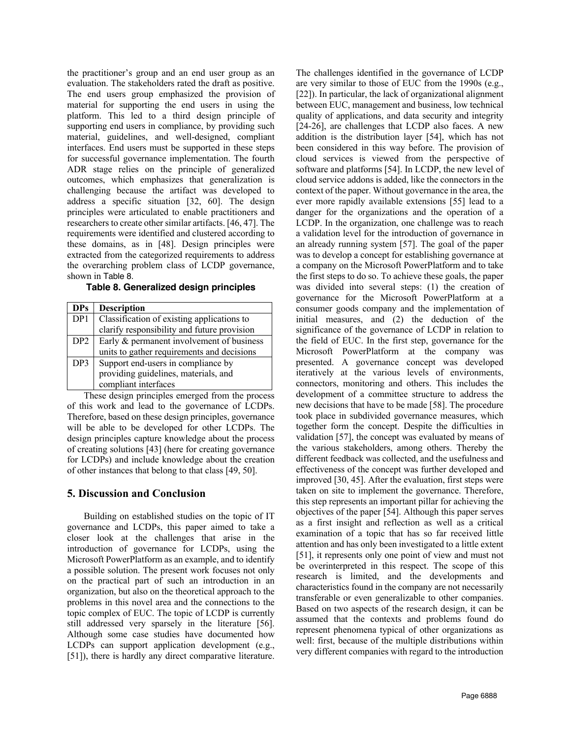the practitioner's group and an end user group as an evaluation. The stakeholders rated the draft as positive. The end users group emphasized the provision of material for supporting the end users in using the platform. This led to a third design principle of supporting end users in compliance, by providing such material, guidelines, and well-designed, compliant interfaces. End users must be supported in these steps for successful governance implementation. The fourth ADR stage relies on the principle of generalized outcomes, which emphasizes that generalization is challenging because the artifact was developed to address a specific situation [32, 60]. The design principles were articulated to enable practitioners and researchers to create other similar artifacts. [46, 47]. The requirements were identified and clustered according to these domains, as in [48]. Design principles were extracted from the categorized requirements to address the overarching problem class of LCDP governance, shown in Table 8.

**Table 8. Generalized design principles**

| DPs | Description |
|---|---|
| DP1 | Classification of existing applications to clarify responsibility and future provision |
| DP2 | Early & permanent involvement of business units to gather requirements and decisions |
| DP3 | Support end-users in compliance by providing guidelines, materials, and compliant interfaces |

These design principles emerged from the process of this work and lead to the governance of LCDPs. Therefore, based on these design principles, governance will be able to be developed for other LCDPs. The design principles capture knowledge about the process of creating solutions [43] (here for creating governance for LCDPs) and include knowledge about the creation of other instances that belong to that class [49, 50].

## 5. Discussion and Conclusion

Building on established studies on the topic of IT governance and LCDPs, this paper aimed to take a closer look at the challenges that arise in the introduction of governance for LCDPs, using the Microsoft PowerPlatform as an example, and to identify a possible solution. The present work focuses not only on the practical part of such an introduction in an organization, but also on the theoretical approach to the problems in this novel area and the connections to the topic complex of EUC. The topic of LCDP is currently still addressed very sparsely in the literature [56]. Although some case studies have documented how LCDPs can support application development (e.g., [51]), there is hardly any direct comparative literature. The challenges identified in the governance of LCDP are very similar to those of EUC from the 1990s (e.g., [22]). In particular, the lack of organizational alignment between EUC, management and business, low technical quality of applications, and data security and integrity [24-26], are challenges that LCDP also faces. A new addition is the distribution layer [54], which has not been considered in this way before. The provision of cloud services is viewed from the perspective of software and platforms [54]. In LCDP, the new level of cloud service addons is added, like the connectors in the context of the paper. Without governance in the area, the ever more rapidly available extensions [55] lead to a danger for the organizations and the operation of a LCDP. In the organization, one challenge was to reach a validation level for the introduction of governance in an already running system [57]. The goal of the paper was to develop a concept for establishing governance at a company on the Microsoft PowerPlatform and to take the first steps to do so. To achieve these goals, the paper was divided into several steps: (1) the creation of governance for the Microsoft PowerPlatform at a consumer goods company and the implementation of initial measures, and (2) the deduction of the significance of the governance of LCDP in relation to the field of EUC. In the first step, governance for the Microsoft PowerPlatform at the company was presented. A governance concept was developed iteratively at the various levels of environments, connectors, monitoring and others. This includes the development of a committee structure to address the new decisions that have to be made [58]. The procedure took place in subdivided governance measures, which together form the concept. Despite the difficulties in validation [57], the concept was evaluated by means of the various stakeholders, among others. Thereby the different feedback was collected, and the usefulness and effectiveness of the concept was further developed and improved [30, 45]. After the evaluation, first steps were taken on site to implement the governance. Therefore, this step represents an important pillar for achieving the objectives of the paper [54]. Although this paper serves as a first insight and reflection as well as a critical examination of a topic that has so far received little attention and has only been investigated to a little extent [51], it represents only one point of view and must not be overinterpreted in this respect. The scope of this research is limited, and the developments and characteristics found in the company are not necessarily transferable or even generalizable to other companies. Based on two aspects of the research design, it can be assumed that the contexts and problems found do represent phenomena typical of other organizations as well: first, because of the multiple distributions within very different companies with regard to the introduction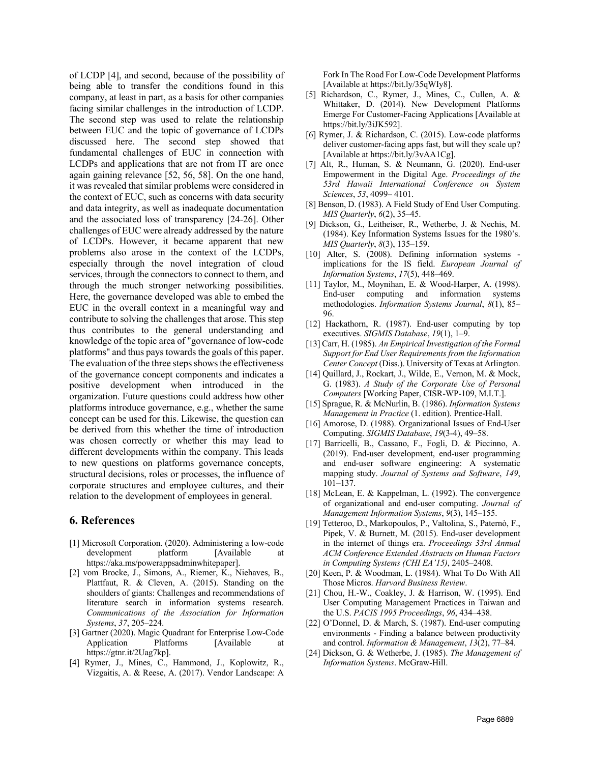of LCDP [4], and second, because of the possibility of being able to transfer the conditions found in this company, at least in part, as a basis for other companies facing similar challenges in the introduction of LCDP. The second step was used to relate the relationship between EUC and the topic of governance of LCDPs discussed here. The second step showed that fundamental challenges of EUC in connection with LCDPs and applications that are not from IT are once again gaining relevance [52, 56, 58]. On the one hand, it was revealed that similar problems were considered in the context of EUC, such as concerns with data security and data integrity, as well as inadequate documentation and the associated loss of transparency [24-26]. Other challenges of EUC were already addressed by the nature of LCDPs. However, it became apparent that new problems also arose in the context of the LCDPs, especially through the novel integration of cloud services, through the connectors to connect to them, and through the much stronger networking possibilities. Here, the governance developed was able to embed the EUC in the overall context in a meaningful way and contribute to solving the challenges that arose. This step thus contributes to the general understanding and knowledge of the topic area of "governance of low-code platforms" and thus pays towards the goals of this paper. The evaluation of the three steps shows the effectiveness of the governance concept components and indicates a positive development when introduced in the organization. Future questions could address how other platforms introduce governance, e.g., whether the same concept can be used for this. Likewise, the question can be derived from this whether the time of introduction was chosen correctly or whether this may lead to different developments within the company. This leads to new questions on platforms governance concepts, structural decisions, roles or processes, the influence of corporate structures and employee cultures, and their relation to the development of employees in general.

## 6. References

[1] Microsoft Corporation. (2020). Administering a low-code development platform [Available at https://aka.ms/powerappsadminwhitepaper].

[2] vom Brocke, J., Simons, A., Riemer, K., Niehaves, B., Plattfaut, R. & Cleven, A. (2015). Standing on the shoulders of giants: Challenges and recommendations of literature search in information systems research. *Communications of the Association for Information Systems*, *37*, 205–224.

[3] Gartner (2020). Magic Quadrant for Enterprise Low-Code Application Platforms [Available at https://gtnr.it/2Uag7kp].

[4] Rymer, J., Mines, C., Hammond, J., Koplowitz, R., Vizgaitis, A. & Reese, A. (2017). Vendor Landscape: A Fork In The Road For Low-Code Development Platforms [Available at https://bit.ly/35qWIy8].

[5] Richardson, C., Rymer, J., Mines, C., Cullen, A. & Whittaker, D. (2014). New Development Platforms Emerge For Customer-Facing Applications [Available at https://bit.ly/3iJK592].

[6] Rymer, J. & Richardson, C. (2015). Low-code platforms deliver customer-facing apps fast, but will they scale up? [Available at https://bit.ly/3vAA1Cg].

[7] Alt, R., Human, S. & Neumann, G. (2020). End-user Empowerment in the Digital Age. *Proceedings of the 53rd Hawaii International Conference on System Sciences*, *53*, 4099– 4101.

[8] Benson, D. (1983). A Field Study of End User Computing. *MIS Quarterly*, *6*(2), 35–45.

[9] Dickson, G., Leitheiser, R., Wetherbe, J. & Nechis, M. (1984). Key Information Systems Issues for the 1980's. *MIS Quarterly*, *8*(3), 135–159.

[10] Alter, S. (2008). Defining information systems - implications for the IS field. *European Journal of Information Systems*, *17*(5), 448–469.

[11] Taylor, M., Moynihan, E. & Wood-Harper, A. (1998). End-user computing and information systems methodologies. *Information Systems Journal*, *8*(1), 85–96.

[12] Hackathorn, R. (1987). End-user computing by top executives. *SIGMIS Database*, *19*(1), 1–9.

[13] Carr, H. (1985). *An Empirical Investigation of the Formal Support for End User Requirements from the Information Center Concept* (Diss.). University of Texas at Arlington.

[14] Quillard, J., Rockart, J., Wilde, E., Vernon, M. & Mock, G. (1983). *A Study of the Corporate Use of Personal Computers* [Working Paper, CISR-WP-109, M.I.T.].

[15] Sprague, R. & McNurlin, B. (1986). *Information Systems Management in Practice* (1. edition). Prentice-Hall.

[16] Amorose, D. (1988). Organizational Issues of End-User Computing. *SIGMIS Database*, *19*(3-4), 49–58.

[17] Barricelli, B., Cassano, F., Fogli, D. & Piccinno, A. (2019). End-user development, end-user programming and end-user software engineering: A systematic mapping study. *Journal of Systems and Software*, *149*, 101–137.

[18] McLean, E. & Kappelman, L. (1992). The convergence of organizational and end-user computing. *Journal of Management Information Systems*, *9*(3), 145–155.

[19] Tetteroo, D., Markopoulos, P., Valtolina, S., Paternò, F., Pipek, V. & Burnett, M. (2015). End-user development in the internet of things era. *Proceedings 33rd Annual ACM Conference Extended Abstracts on Human Factors in Computing Systems (CHI EA'15)*, 2405–2408.

[20] Keen, P. & Woodman, L. (1984). What To Do With All Those Micros. *Harvard Business Review*.

[21] Chou, H.-W., Coakley, J. & Harrison, W. (1995). End User Computing Management Practices in Taiwan and the U.S. *PACIS 1995 Proceedings*, *96*, 434–438.

[22] O'Donnel, D. & March, S. (1987). End-user computing environments - Finding a balance between productivity and control. *Information & Management*, *13*(2), 77–84.

[24] Dickson, G. & Wetherbe, J. (1985). *The Management of Information Systems*. McGraw-Hill.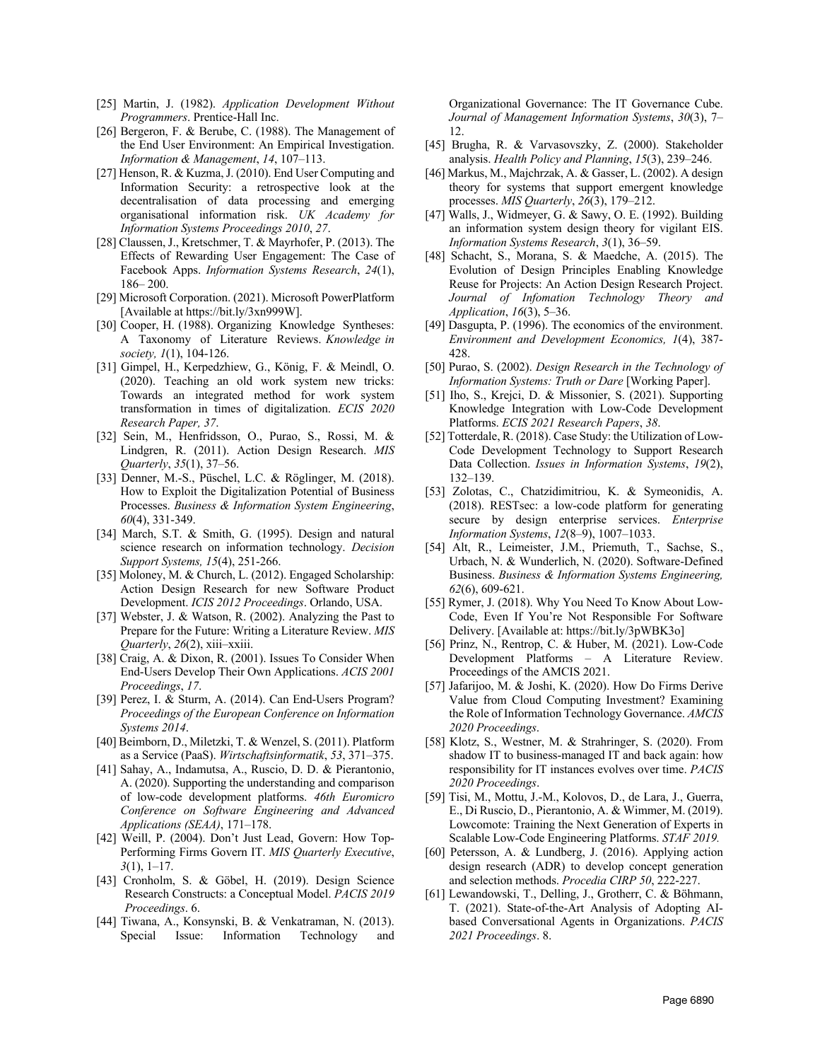[25] Martin, J. (1982). *Application Development Without Programmers*. Prentice-Hall Inc.

[26] Bergeron, F. & Berube, C. (1988). The Management of the End User Environment: An Empirical Investigation. *Information & Management*, *14*, 107–113.

[27] Henson, R. & Kuzma, J. (2010). End User Computing and Information Security: a retrospective look at the decentralisation of data processing and emerging organisational information risk. *UK Academy for Information Systems Proceedings 2010*, *27*.

[28] Claussen, J., Kretschmer, T. & Mayrhofer, P. (2013). The Effects of Rewarding User Engagement: The Case of Facebook Apps. *Information Systems Research*, *24*(1), 186– 200.

[29] Microsoft Corporation. (2021). Microsoft PowerPlatform [Available at https://bit.ly/3xn999W].

[30] Cooper, H. (1988). Organizing Knowledge Syntheses: A Taxonomy of Literature Reviews. *Knowledge in society, 1*(1), 104-126.

[31] Gimpel, H., Kerpedzhiew, G., König, F. & Meindl, O. (2020). Teaching an old work system new tricks: Towards an integrated method for work system transformation in times of digitalization. *ECIS 2020 Research Paper, 37*.

[32] Sein, M., Henfridsson, O., Purao, S., Rossi, M. & Lindgren, R. (2011). Action Design Research. *MIS Quarterly*, *35*(1), 37–56.

[33] Denner, M.-S., Püschel, L.C. & Röglinger, M. (2018). How to Exploit the Digitalization Potential of Business Processes. *Business & Information System Engineering*, *60*(4), 331-349.

[34] March, S.T. & Smith, G. (1995). Design and natural science research on information technology. *Decision Support Systems, 15*(4), 251-266.

[35] Moloney, M. & Church, L. (2012). Engaged Scholarship: Action Design Research for new Software Product Development. *ICIS 2012 Proceedings*. Orlando, USA.

[37] Webster, J. & Watson, R. (2002). Analyzing the Past to Prepare for the Future: Writing a Literature Review. *MIS Quarterly*, *26*(2), xiii–xxiii.

[38] Craig, A. & Dixon, R. (2001). Issues To Consider When End-Users Develop Their Own Applications. *ACIS 2001 Proceedings*, *17*.

[39] Perez, I. & Sturm, A. (2014). Can End-Users Program? *Proceedings of the European Conference on Information Systems 2014*.

[40] Beimborn, D., Miletzki, T. & Wenzel, S. (2011). Platform as a Service (PaaS). *Wirtschaftsinformatik*, *53*, 371–375.

[41] Sahay, A., Indamutsa, A., Ruscio, D. D. & Pierantonio, A. (2020). Supporting the understanding and comparison of low-code development platforms. *46th Euromicro Conference on Software Engineering and Advanced Applications (SEAA)*, 171–178.

[42] Weill, P. (2004). Don't Just Lead, Govern: How Top-Performing Firms Govern IT. *MIS Quarterly Executive*, *3*(1), 1–17.

[43] Cronholm, S. & Göbel, H. (2019). Design Science Research Constructs: a Conceptual Model. *PACIS 2019 Proceedings*. 6.

[44] Tiwana, A., Konsynski, B. & Venkatraman, N. (2013). Special Issue: Information Technology and Organizational Governance: The IT Governance Cube. *Journal of Management Information Systems*, *30*(3), 7–12.

[45] Brugha, R. & Varvasovszky, Z. (2000). Stakeholder analysis. *Health Policy and Planning*, *15*(3), 239–246.

[46] Markus, M., Majchrzak, A. & Gasser, L. (2002). A design theory for systems that support emergent knowledge processes. *MIS Quarterly*, *26*(3), 179–212.

[47] Walls, J., Widmeyer, G. & Sawy, O. E. (1992). Building an information system design theory for vigilant EIS. *Information Systems Research*, *3*(1), 36–59.

[48] Schacht, S., Morana, S. & Maedche, A. (2015). The Evolution of Design Principles Enabling Knowledge Reuse for Projects: An Action Design Research Project. *Journal of Infomation Technology Theory and Application*, *16*(3), 5–36.

[49] Dasgupta, P. (1996). The economics of the environment. *Environment and Development Economics, 1*(4), 387-428.

[50] Purao, S. (2002). *Design Research in the Technology of Information Systems: Truth or Dare* [Working Paper].

[51] Iho, S., Krejci, D. & Missonier, S. (2021). Supporting Knowledge Integration with Low-Code Development Platforms. *ECIS 2021 Research Papers*, *38*.

[52] Totterdale, R. (2018). Case Study: the Utilization of Low-Code Development Technology to Support Research Data Collection. *Issues in Information Systems*, *19*(2), 132–139.

[53] Zolotas, C., Chatzidimitriou, K. & Symeonidis, A. (2018). RESTsec: a low-code platform for generating secure by design enterprise services. *Enterprise Information Systems*, *12*(8–9), 1007–1033.

[54] Alt, R., Leimeister, J.M., Priemuth, T., Sachse, S., Urbach, N. & Wunderlich, N. (2020). Software-Defined Business. *Business & Information Systems Engineering, 62*(6), 609-621.

[55] Rymer, J. (2018). Why You Need To Know About Low-Code, Even If You're Not Responsible For Software Delivery. [Available at: https://bit.ly/3pWBK3o]

[56] Prinz, N., Rentrop, C. & Huber, M. (2021). Low-Code Development Platforms – A Literature Review. Proceedings of the AMCIS 2021.

[57] Jafarijoo, M. & Joshi, K. (2020). How Do Firms Derive Value from Cloud Computing Investment? Examining the Role of Information Technology Governance. *AMCIS 2020 Proceedings*.

[58] Klotz, S., Westner, M. & Strahringer, S. (2020). From shadow IT to business-managed IT and back again: how responsibility for IT instances evolves over time. *PACIS 2020 Proceedings*.

[59] Tisi, M., Mottu, J.-M., Kolovos, D., de Lara, J., Guerra, E., Di Ruscio, D., Pierantonio, A. & Wimmer, M. (2019). Lowcomote: Training the Next Generation of Experts in Scalable Low-Code Engineering Platforms. *STAF 2019.*

[60] Petersson, A. & Lundberg, J. (2016). Applying action design research (ADR) to develop concept generation and selection methods. *Procedia CIRP 50*, 222-227.

[61] Lewandowski, T., Delling, J., Grotherr, C. & Böhmann, T. (2021). State-of-the-Art Analysis of Adopting AI-based Conversational Agents in Organizations. *PACIS 2021 Proceedings*. 8.